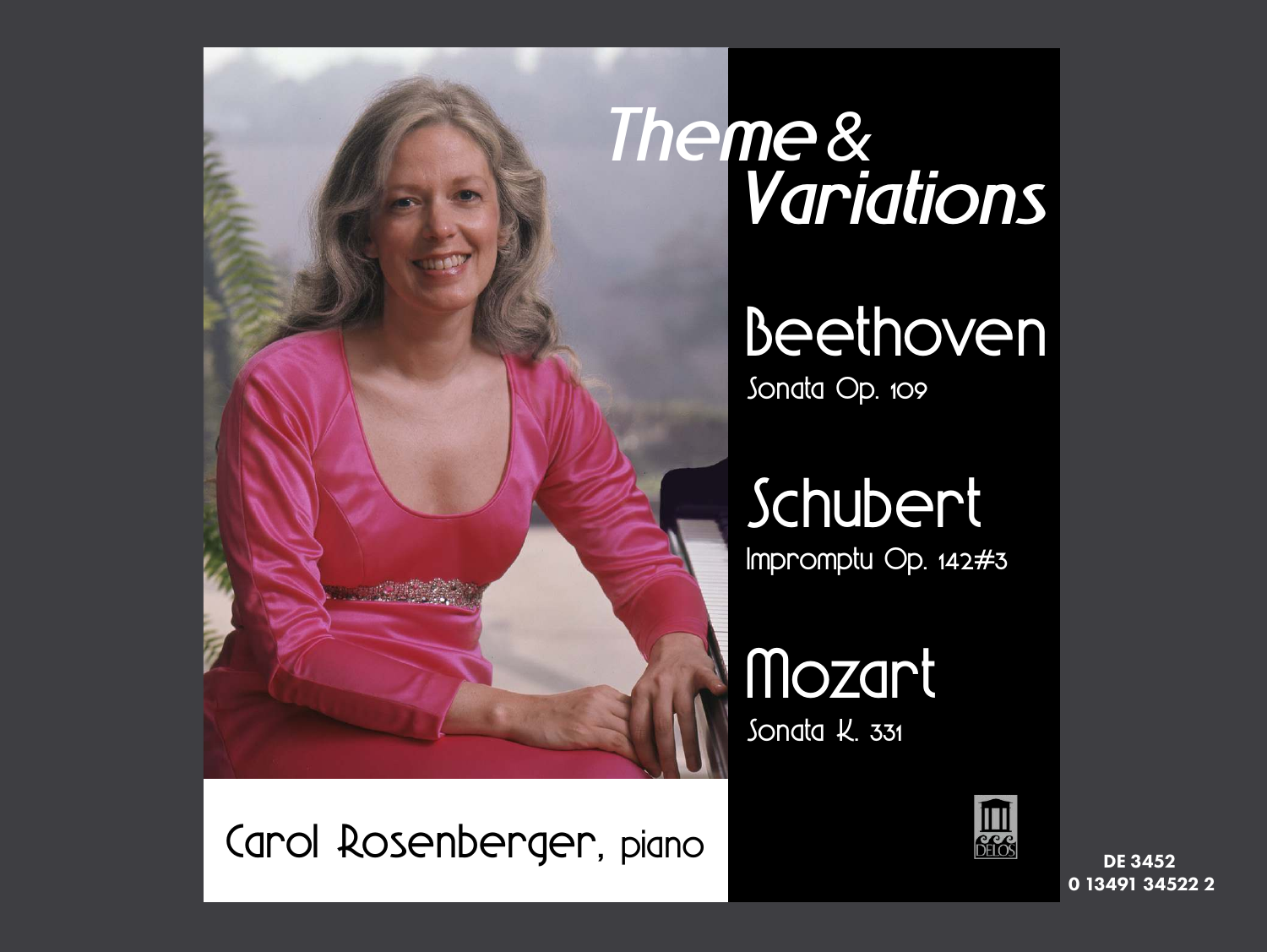# Theme & Variations

## Beethoven

Sonata Op. 109

## Schubert

Impromptu Op. 142#3

## Mozart

Sonata K. 331

Carol Rosenberger, piano

DELOS

**DE 3452**
**0 13491 34522 2**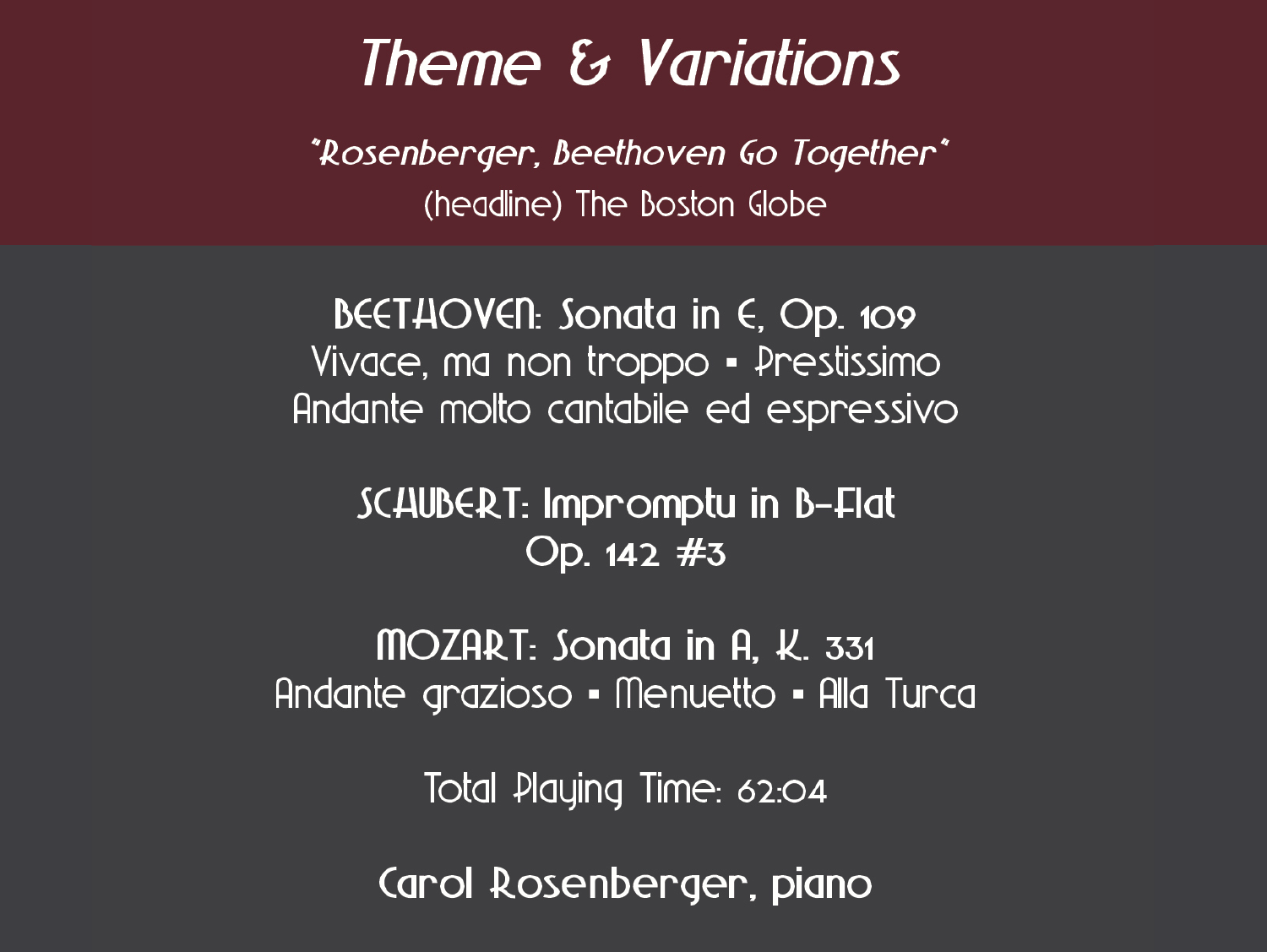# Theme & Variations

*"Rosenberger, Beethoven Go Together"*

(headline) The Boston Globe

**BEETHOVEN: Sonata in E, Op. 109**

Vivace, ma non troppo • Prestissimo

Andante molto cantabile ed espressivo

**SCHUBERT: Impromptu in B-Flat**

**Op. 142 #3**

**MOZART: Sonata in A, K. 331**

Andante grazioso • Menuetto • Alla Turca

Total Playing Time: 62:04

**Carol Rosenberger, piano**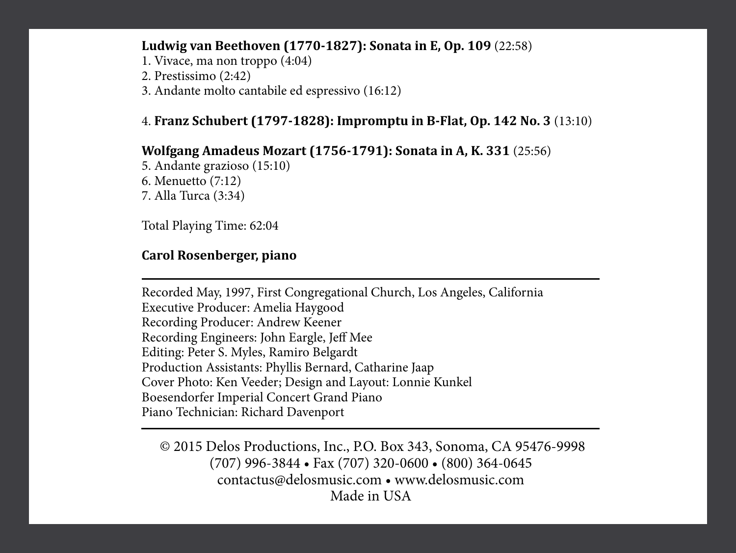**Ludwig van Beethoven (1770-1827): Sonata in E, Op. 109** (22:58)
1. Vivace, ma non troppo (4:04)
2. Prestissimo (2:42)
3. Andante molto cantabile ed espressivo (16:12)

4. **Franz Schubert (1797-1828): Impromptu in B-Flat, Op. 142 No. 3** (13:10)

**Wolfgang Amadeus Mozart (1756-1791): Sonata in A, K. 331** (25:56)
5. Andante grazioso (15:10)
6. Menuetto (7:12)
7. Alla Turca (3:34)

Total Playing Time: 62:04

**Carol Rosenberger, piano**

---

Recorded May, 1997, First Congregational Church, Los Angeles, California
Executive Producer: Amelia Haygood
Recording Producer: Andrew Keener
Recording Engineers: John Eargle, Jeff Mee
Editing: Peter S. Myles, Ramiro Belgardt
Production Assistants: Phyllis Bernard, Catharine Jaap
Cover Photo: Ken Veeder; Design and Layout: Lonnie Kunkel
Boesendorfer Imperial Concert Grand Piano
Piano Technician: Richard Davenport

---

© 2015 Delos Productions, Inc., P.O. Box 343, Sonoma, CA 95476-9998
(707) 996-3844 • Fax (707) 320-0600 • (800) 364-0645
contactus@delosmusic.com • www.delosmusic.com
Made in USA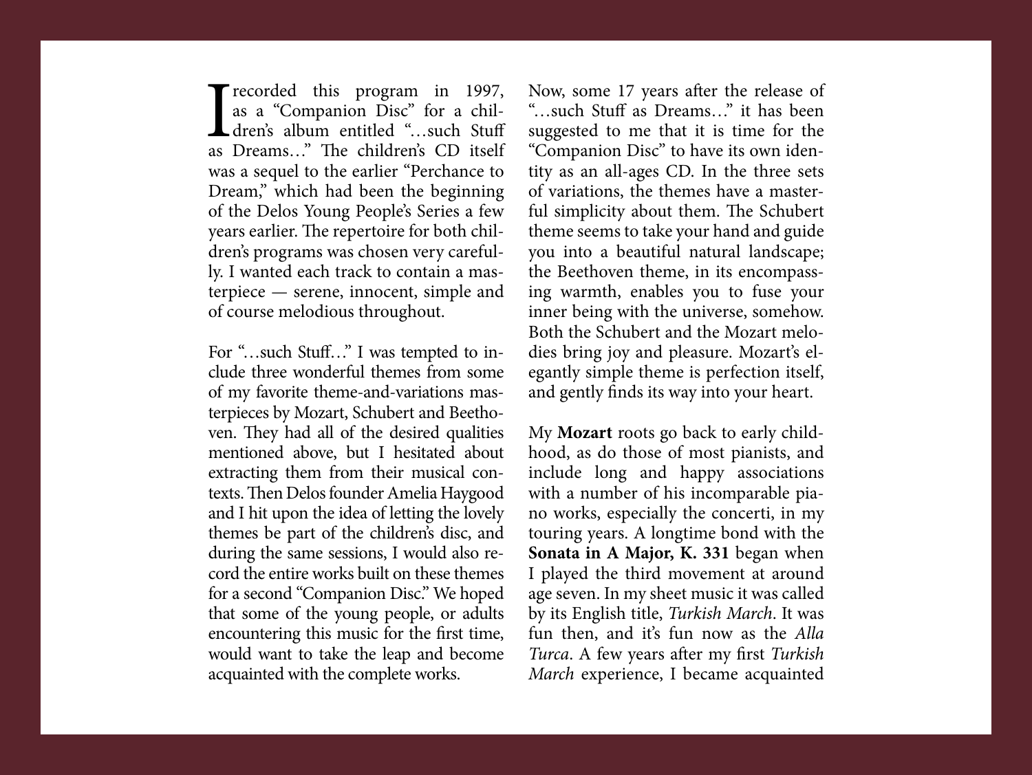I recorded this program in 1997, as a "Companion Disc" for a children's album entitled "…such Stuff as Dreams…" The children's CD itself was a sequel to the earlier "Perchance to Dream," which had been the beginning of the Delos Young People's Series a few years earlier. The repertoire for both children's programs was chosen very carefully. I wanted each track to contain a masterpiece — serene, innocent, simple and of course melodious throughout.

For "…such Stuff…" I was tempted to include three wonderful themes from some of my favorite theme-and-variations masterpieces by Mozart, Schubert and Beethoven. They had all of the desired qualities mentioned above, but I hesitated about extracting them from their musical contexts. Then Delos founder Amelia Haygood and I hit upon the idea of letting the lovely themes be part of the children's disc, and during the same sessions, I would also record the entire works built on these themes for a second "Companion Disc." We hoped that some of the young people, or adults encountering this music for the first time, would want to take the leap and become acquainted with the complete works.

Now, some 17 years after the release of "…such Stuff as Dreams…" it has been suggested to me that it is time for the "Companion Disc" to have its own identity as an all-ages CD. In the three sets of variations, the themes have a masterful simplicity about them. The Schubert theme seems to take your hand and guide you into a beautiful natural landscape; the Beethoven theme, in its encompassing warmth, enables you to fuse your inner being with the universe, somehow. Both the Schubert and the Mozart melodies bring joy and pleasure. Mozart's elegantly simple theme is perfection itself, and gently finds its way into your heart.

My **Mozart** roots go back to early childhood, as do those of most pianists, and include long and happy associations with a number of his incomparable piano works, especially the concerti, in my touring years. A longtime bond with the **Sonata in A Major, K. 331** began when I played the third movement at around age seven. In my sheet music it was called by its English title, *Turkish March*. It was fun then, and it's fun now as the *Alla Turca*. A few years after my first *Turkish March* experience, I became acquainted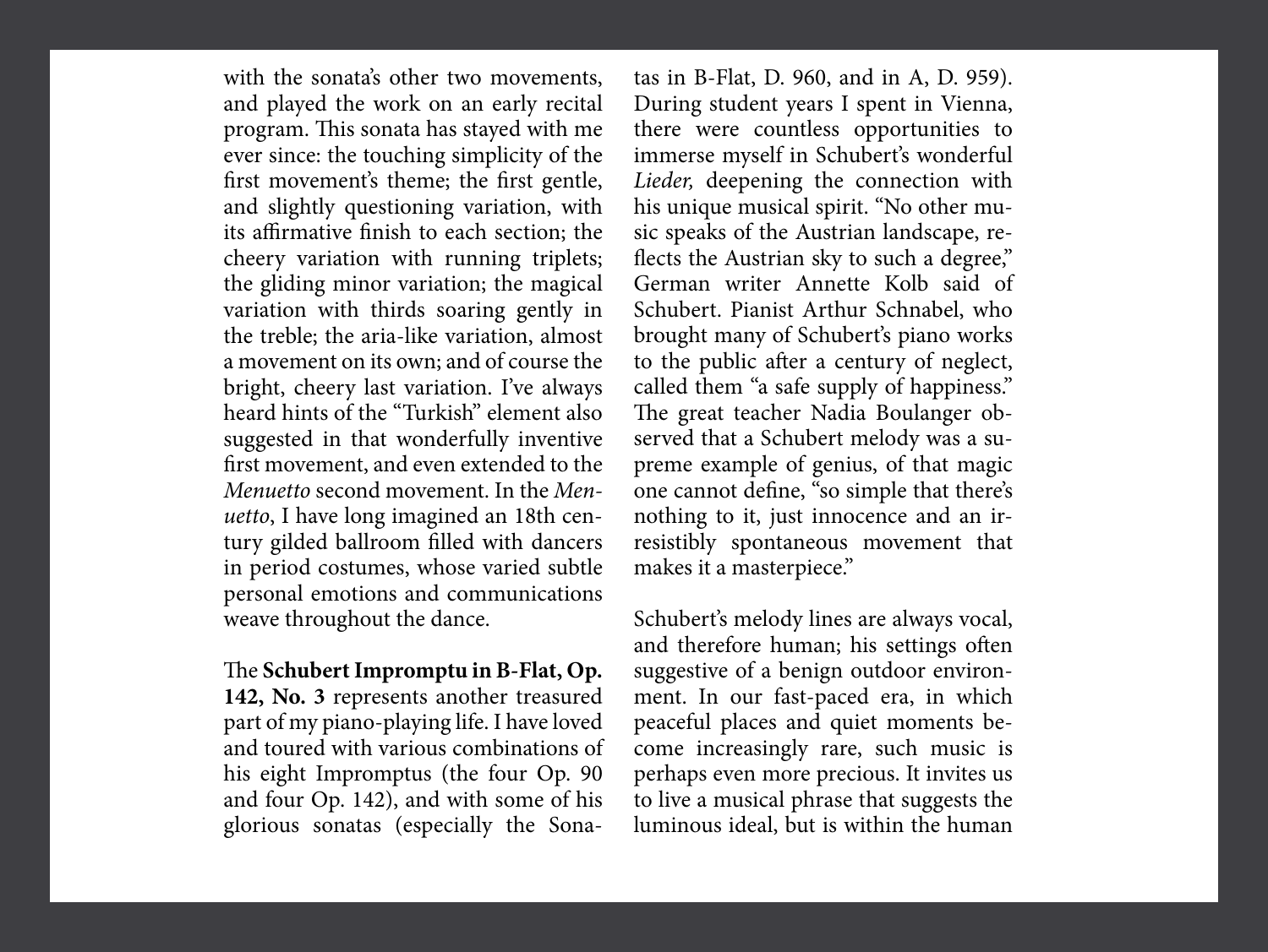with the sonata's other two movements, and played the work on an early recital program. This sonata has stayed with me ever since: the touching simplicity of the first movement's theme; the first gentle, and slightly questioning variation, with its affirmative finish to each section; the cheery variation with running triplets; the gliding minor variation; the magical variation with thirds soaring gently in the treble; the aria-like variation, almost a movement on its own; and of course the bright, cheery last variation. I've always heard hints of the "Turkish" element also suggested in that wonderfully inventive first movement, and even extended to the *Menuetto* second movement. In the *Menuetto*, I have long imagined an 18th century gilded ballroom filled with dancers in period costumes, whose varied subtle personal emotions and communications weave throughout the dance.

The **Schubert Impromptu in B-Flat, Op. 142, No. 3** represents another treasured part of my piano-playing life. I have loved and toured with various combinations of his eight Impromptus (the four Op. 90 and four Op. 142), and with some of his glorious sonatas (especially the Sonatas in B-Flat, D. 960, and in A, D. 959). During student years I spent in Vienna, there were countless opportunities to immerse myself in Schubert's wonderful *Lieder,* deepening the connection with his unique musical spirit. "No other music speaks of the Austrian landscape, reflects the Austrian sky to such a degree," German writer Annette Kolb said of Schubert. Pianist Arthur Schnabel, who brought many of Schubert's piano works to the public after a century of neglect, called them "a safe supply of happiness." The great teacher Nadia Boulanger observed that a Schubert melody was a supreme example of genius, of that magic one cannot define, "so simple that there's nothing to it, just innocence and an irresistibly spontaneous movement that makes it a masterpiece."

Schubert's melody lines are always vocal, and therefore human; his settings often suggestive of a benign outdoor environment. In our fast-paced era, in which peaceful places and quiet moments become increasingly rare, such music is perhaps even more precious. It invites us to live a musical phrase that suggests the luminous ideal, but is within the human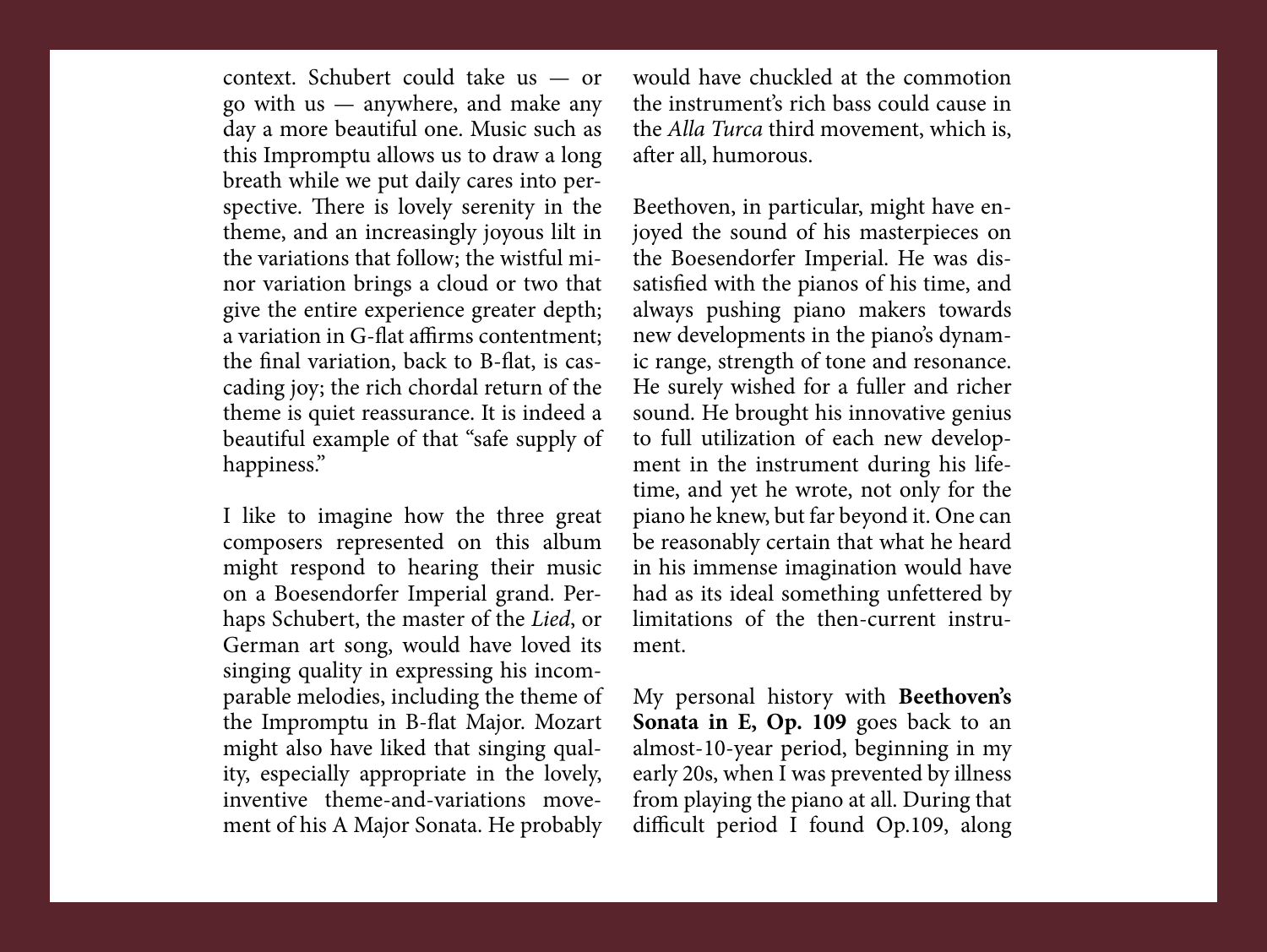context. Schubert could take us — or go with us — anywhere, and make any day a more beautiful one. Music such as this Impromptu allows us to draw a long breath while we put daily cares into perspective. There is lovely serenity in the theme, and an increasingly joyous lilt in the variations that follow; the wistful minor variation brings a cloud or two that give the entire experience greater depth; a variation in G-flat affirms contentment; the final variation, back to B-flat, is cascading joy; the rich chordal return of the theme is quiet reassurance. It is indeed a beautiful example of that "safe supply of happiness."

I like to imagine how the three great composers represented on this album might respond to hearing their music on a Boesendorfer Imperial grand. Perhaps Schubert, the master of the *Lied*, or German art song, would have loved its singing quality in expressing his incomparable melodies, including the theme of the Impromptu in B-flat Major. Mozart might also have liked that singing quality, especially appropriate in the lovely, inventive theme-and-variations movement of his A Major Sonata. He probably would have chuckled at the commotion the instrument's rich bass could cause in the *Alla Turca* third movement, which is, after all, humorous.

Beethoven, in particular, might have enjoyed the sound of his masterpieces on the Boesendorfer Imperial. He was dissatisfied with the pianos of his time, and always pushing piano makers towards new developments in the piano's dynamic range, strength of tone and resonance. He surely wished for a fuller and richer sound. He brought his innovative genius to full utilization of each new development in the instrument during his lifetime, and yet he wrote, not only for the piano he knew, but far beyond it. One can be reasonably certain that what he heard in his immense imagination would have had as its ideal something unfettered by limitations of the then-current instrument.

My personal history with **Beethoven's Sonata in E, Op. 109** goes back to an almost-10-year period, beginning in my early 20s, when I was prevented by illness from playing the piano at all. During that difficult period I found Op.109, along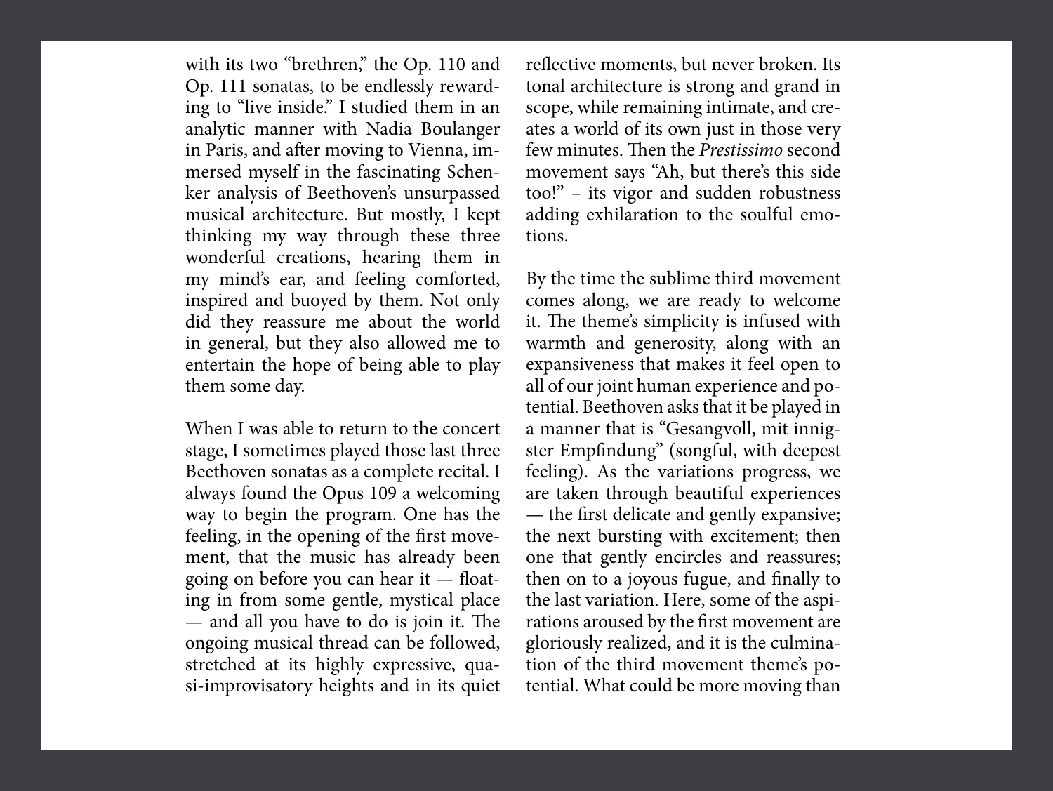with its two "brethren," the Op. 110 and Op. 111 sonatas, to be endlessly rewarding to "live inside." I studied them in an analytic manner with Nadia Boulanger in Paris, and after moving to Vienna, immersed myself in the fascinating Schenker analysis of Beethoven's unsurpassed musical architecture. But mostly, I kept thinking my way through these three wonderful creations, hearing them in my mind's ear, and feeling comforted, inspired and buoyed by them. Not only did they reassure me about the world in general, but they also allowed me to entertain the hope of being able to play them some day.

When I was able to return to the concert stage, I sometimes played those last three Beethoven sonatas as a complete recital. I always found the Opus 109 a welcoming way to begin the program. One has the feeling, in the opening of the first movement, that the music has already been going on before you can hear it — floating in from some gentle, mystical place — and all you have to do is join it. The ongoing musical thread can be followed, stretched at its highly expressive, quasi-improvisatory heights and in its quiet reflective moments, but never broken. Its tonal architecture is strong and grand in scope, while remaining intimate, and creates a world of its own just in those very few minutes. Then the *Prestissimo* second movement says "Ah, but there's this side too!" – its vigor and sudden robustness adding exhilaration to the soulful emotions.

By the time the sublime third movement comes along, we are ready to welcome it. The theme's simplicity is infused with warmth and generosity, along with an expansiveness that makes it feel open to all of our joint human experience and potential. Beethoven asks that it be played in a manner that is "Gesangvoll, mit innigster Empfindung" (songful, with deepest feeling). As the variations progress, we are taken through beautiful experiences — the first delicate and gently expansive; the next bursting with excitement; then one that gently encircles and reassures; then on to a joyous fugue, and finally to the last variation. Here, some of the aspirations aroused by the first movement are gloriously realized, and it is the culmination of the third movement theme's potential. What could be more moving than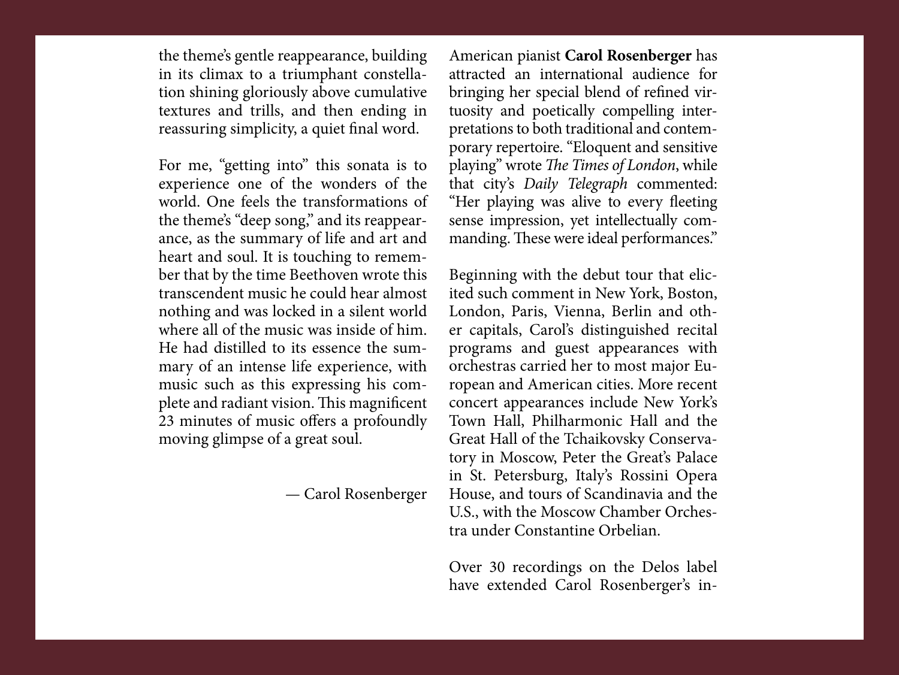the theme's gentle reappearance, building in its climax to a triumphant constellation shining gloriously above cumulative textures and trills, and then ending in reassuring simplicity, a quiet final word.

For me, "getting into" this sonata is to experience one of the wonders of the world. One feels the transformations of the theme's "deep song," and its reappearance, as the summary of life and art and heart and soul. It is touching to remember that by the time Beethoven wrote this transcendent music he could hear almost nothing and was locked in a silent world where all of the music was inside of him. He had distilled to its essence the summary of an intense life experience, with music such as this expressing his complete and radiant vision. This magnificent 23 minutes of music offers a profoundly moving glimpse of a great soul.

— Carol Rosenberger

American pianist **Carol Rosenberger** has attracted an international audience for bringing her special blend of refined virtuosity and poetically compelling interpretations to both traditional and contemporary repertoire. "Eloquent and sensitive playing" wrote *The Times of London*, while that city's *Daily Telegraph* commented: "Her playing was alive to every fleeting sense impression, yet intellectually commanding. These were ideal performances."

Beginning with the debut tour that elicited such comment in New York, Boston, London, Paris, Vienna, Berlin and other capitals, Carol's distinguished recital programs and guest appearances with orchestras carried her to most major European and American cities. More recent concert appearances include New York's Town Hall, Philharmonic Hall and the Great Hall of the Tchaikovsky Conservatory in Moscow, Peter the Great's Palace in St. Petersburg, Italy's Rossini Opera House, and tours of Scandinavia and the U.S., with the Moscow Chamber Orchestra under Constantine Orbelian.

Over 30 recordings on the Delos label have extended Carol Rosenberger's in-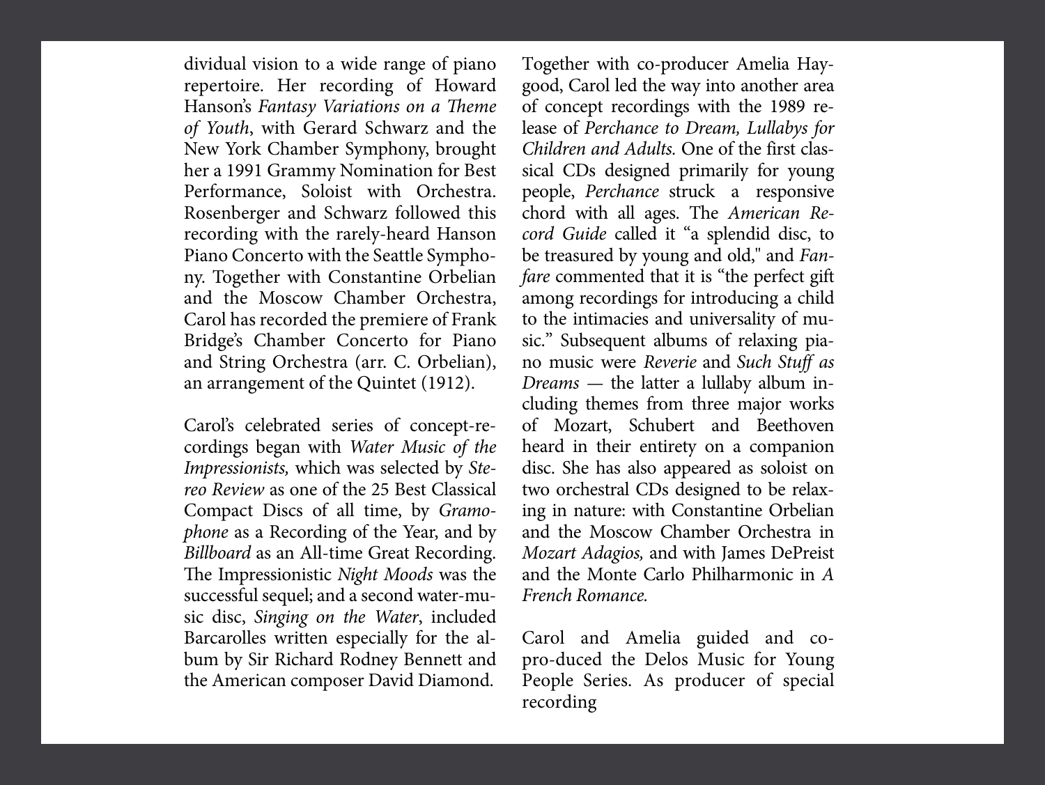dividual vision to a wide range of piano repertoire. Her recording of Howard Hanson's *Fantasy Variations on a Theme of Youth*, with Gerard Schwarz and the New York Chamber Symphony, brought her a 1991 Grammy Nomination for Best Performance, Soloist with Orchestra. Rosenberger and Schwarz followed this recording with the rarely-heard Hanson Piano Concerto with the Seattle Symphony. Together with Constantine Orbelian and the Moscow Chamber Orchestra, Carol has recorded the premiere of Frank Bridge's Chamber Concerto for Piano and String Orchestra (arr. C. Orbelian), an arrangement of the Quintet (1912).

Carol's celebrated series of concept-recordings began with *Water Music of the Impressionists,* which was selected by *Stereo Review* as one of the 25 Best Classical Compact Discs of all time, by *Gramophone* as a Recording of the Year, and by *Billboard* as an All-time Great Recording. The Impressionistic *Night Moods* was the successful sequel; and a second water-music disc, *Singing on the Water*, included Barcarolles written especially for the album by Sir Richard Rodney Bennett and the American composer David Diamond.

Together with co-producer Amelia Haygood, Carol led the way into another area of concept recordings with the 1989 release of *Perchance to Dream, Lullabys for Children and Adults.* One of the first classical CDs designed primarily for young people, *Perchance* struck a responsive chord with all ages. The *American Record Guide* called it "a splendid disc, to be treasured by young and old," and *Fanfare* commented that it is "the perfect gift among recordings for introducing a child to the intimacies and universality of music." Subsequent albums of relaxing piano music were *Reverie* and *Such Stuff as Dreams* — the latter a lullaby album including themes from three major works of Mozart, Schubert and Beethoven heard in their entirety on a companion disc. She has also appeared as soloist on two orchestral CDs designed to be relaxing in nature: with Constantine Orbelian and the Moscow Chamber Orchestra in *Mozart Adagios,* and with James DePreist and the Monte Carlo Philharmonic in *A French Romance.*

Carol and Amelia guided and co-pro-duced the Delos Music for Young People Series. As producer of special recording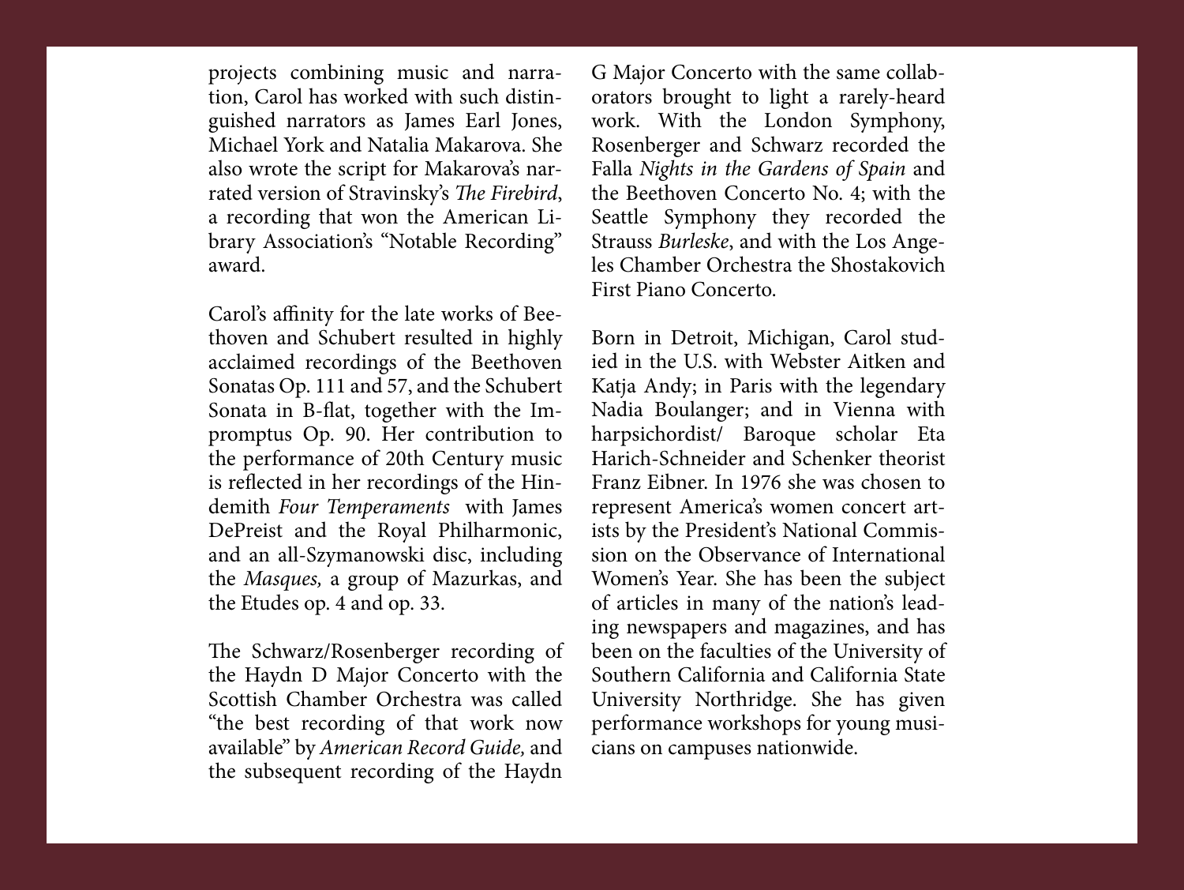projects combining music and narration, Carol has worked with such distinguished narrators as James Earl Jones, Michael York and Natalia Makarova. She also wrote the script for Makarova's narrated version of Stravinsky's *The Firebird*, a recording that won the American Library Association's "Notable Recording" award.

Carol's affinity for the late works of Beethoven and Schubert resulted in highly acclaimed recordings of the Beethoven Sonatas Op. 111 and 57, and the Schubert Sonata in B-flat, together with the Impromptus Op. 90. Her contribution to the performance of 20th Century music is reflected in her recordings of the Hindemith *Four Temperaments* with James DePreist and the Royal Philharmonic, and an all-Szymanowski disc, including the *Masques,* a group of Mazurkas, and the Etudes op. 4 and op. 33.

The Schwarz/Rosenberger recording of the Haydn D Major Concerto with the Scottish Chamber Orchestra was called "the best recording of that work now available" by *American Record Guide,* and the subsequent recording of the Haydn G Major Concerto with the same collaborators brought to light a rarely-heard work. With the London Symphony, Rosenberger and Schwarz recorded the Falla *Nights in the Gardens of Spain* and the Beethoven Concerto No. 4; with the Seattle Symphony they recorded the Strauss *Burleske*, and with the Los Angeles Chamber Orchestra the Shostakovich First Piano Concerto.

Born in Detroit, Michigan, Carol studied in the U.S. with Webster Aitken and Katja Andy; in Paris with the legendary Nadia Boulanger; and in Vienna with harpsichordist/ Baroque scholar Eta Harich-Schneider and Schenker theorist Franz Eibner. In 1976 she was chosen to represent America's women concert artists by the President's National Commission on the Observance of International Women's Year. She has been the subject of articles in many of the nation's leading newspapers and magazines, and has been on the faculties of the University of Southern California and California State University Northridge. She has given performance workshops for young musicians on campuses nationwide.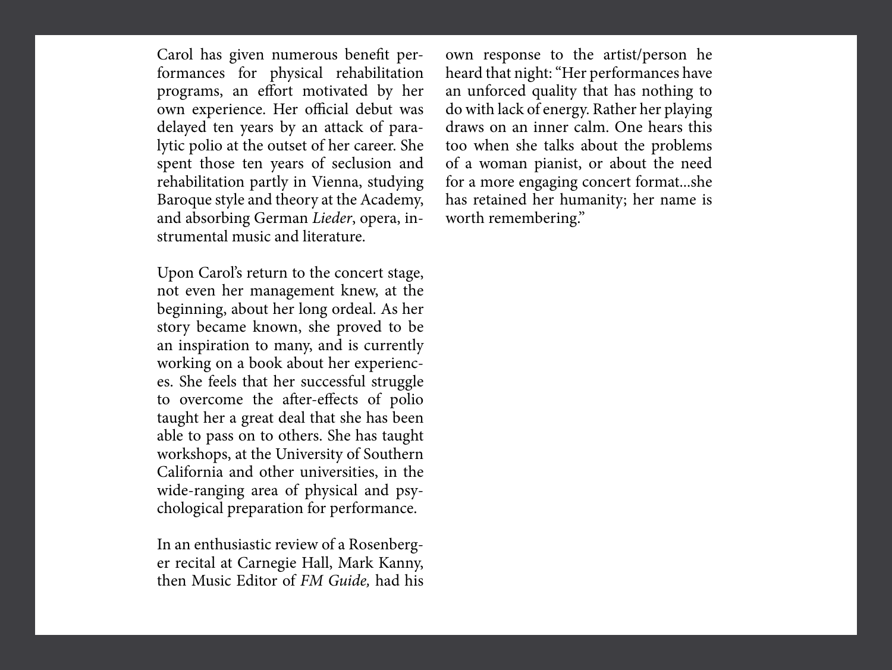Carol has given numerous benefit performances for physical rehabilitation programs, an effort motivated by her own experience. Her official debut was delayed ten years by an attack of paralytic polio at the outset of her career. She spent those ten years of seclusion and rehabilitation partly in Vienna, studying Baroque style and theory at the Academy, and absorbing German *Lieder*, opera, instrumental music and literature.

Upon Carol's return to the concert stage, not even her management knew, at the beginning, about her long ordeal. As her story became known, she proved to be an inspiration to many, and is currently working on a book about her experiences. She feels that her successful struggle to overcome the after-effects of polio taught her a great deal that she has been able to pass on to others. She has taught workshops, at the University of Southern California and other universities, in the wide-ranging area of physical and psychological preparation for performance.

In an enthusiastic review of a Rosenberger recital at Carnegie Hall, Mark Kanny, then Music Editor of *FM Guide,* had his own response to the artist/person he heard that night: "Her performances have an unforced quality that has nothing to do with lack of energy. Rather her playing draws on an inner calm. One hears this too when she talks about the problems of a woman pianist, or about the need for a more engaging concert format...she has retained her humanity; her name is worth remembering."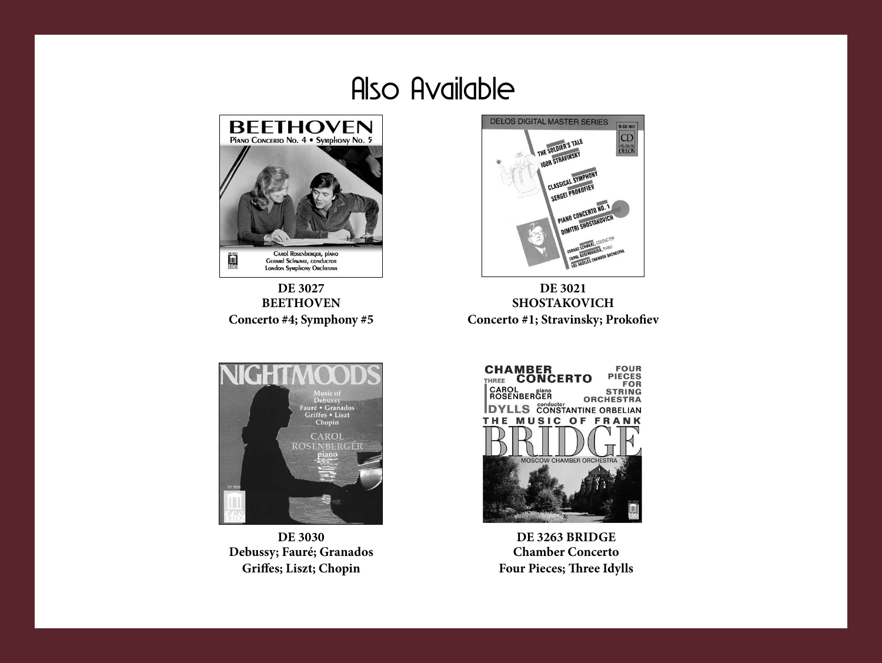# Also Available

**DE 3027**
**BEETHOVEN**
**Concerto #4; Symphony #5**

**DE 3021**
**SHOSTAKOVICH**
**Concerto #1; Stravinsky; Prokofiev**

**DE 3030**
**Debussy; Fauré; Granados**
**Griffes; Liszt; Chopin**

**DE 3263 BRIDGE**
**Chamber Concerto**
**Four Pieces; Three Idylls**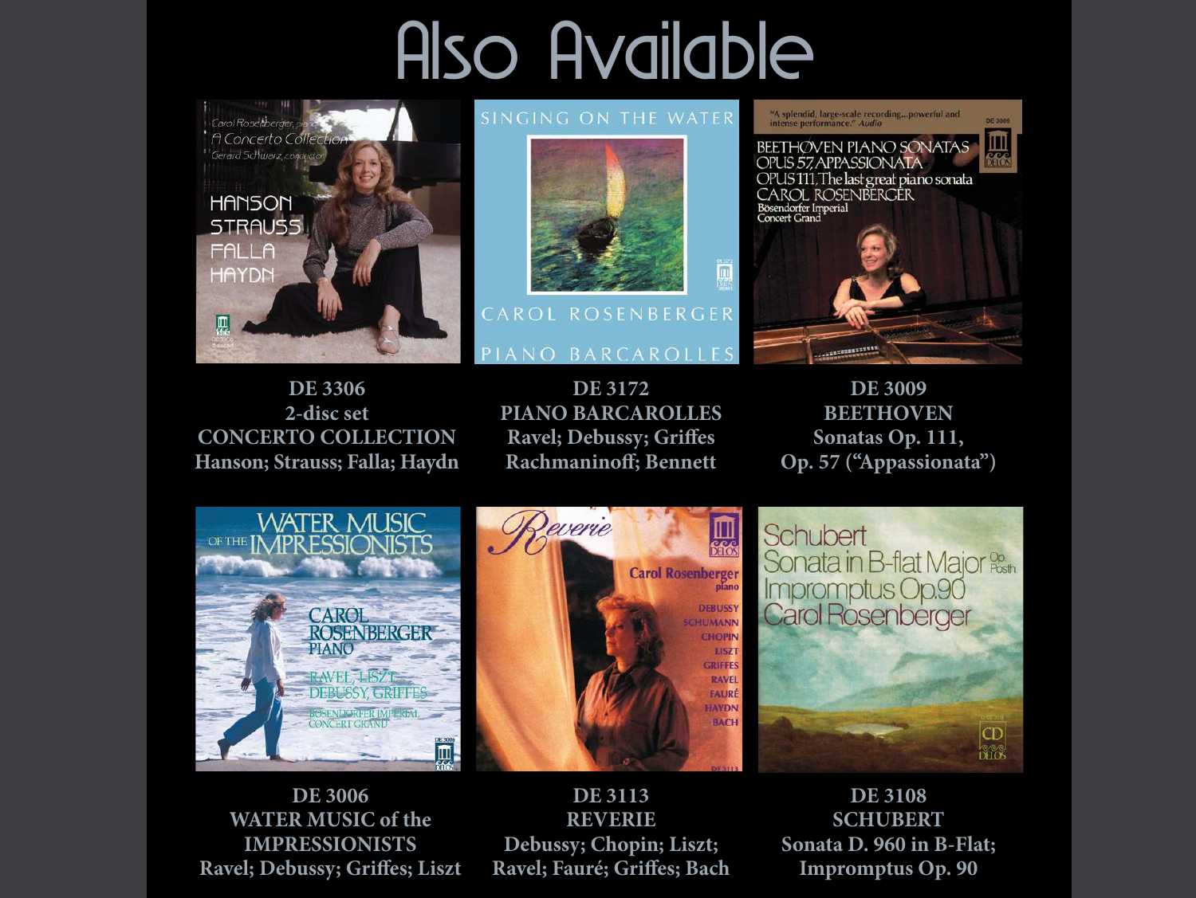# Also Available

**DE 3306**
**2-disc set**
**CONCERTO COLLECTION**
**Hanson; Strauss; Falla; Haydn**

**DE 3172**
**PIANO BARCAROLLES**
**Ravel; Debussy; Griffes**
**Rachmaninoff; Bennett**

**DE 3009**
**BEETHOVEN**
**Sonatas Op. 111,**
**Op. 57 ("Appassionata")**

**DE 3006**
**WATER MUSIC of the**
**IMPRESSIONISTS**
**Ravel; Debussy; Griffes; Liszt**

**DE 3113**
**REVERIE**
**Debussy; Chopin; Liszt;**
**Ravel; Fauré; Griffes; Bach**

**DE 3108**
**SCHUBERT**
**Sonata D. 960 in B-Flat;**
**Impromptus Op. 90**